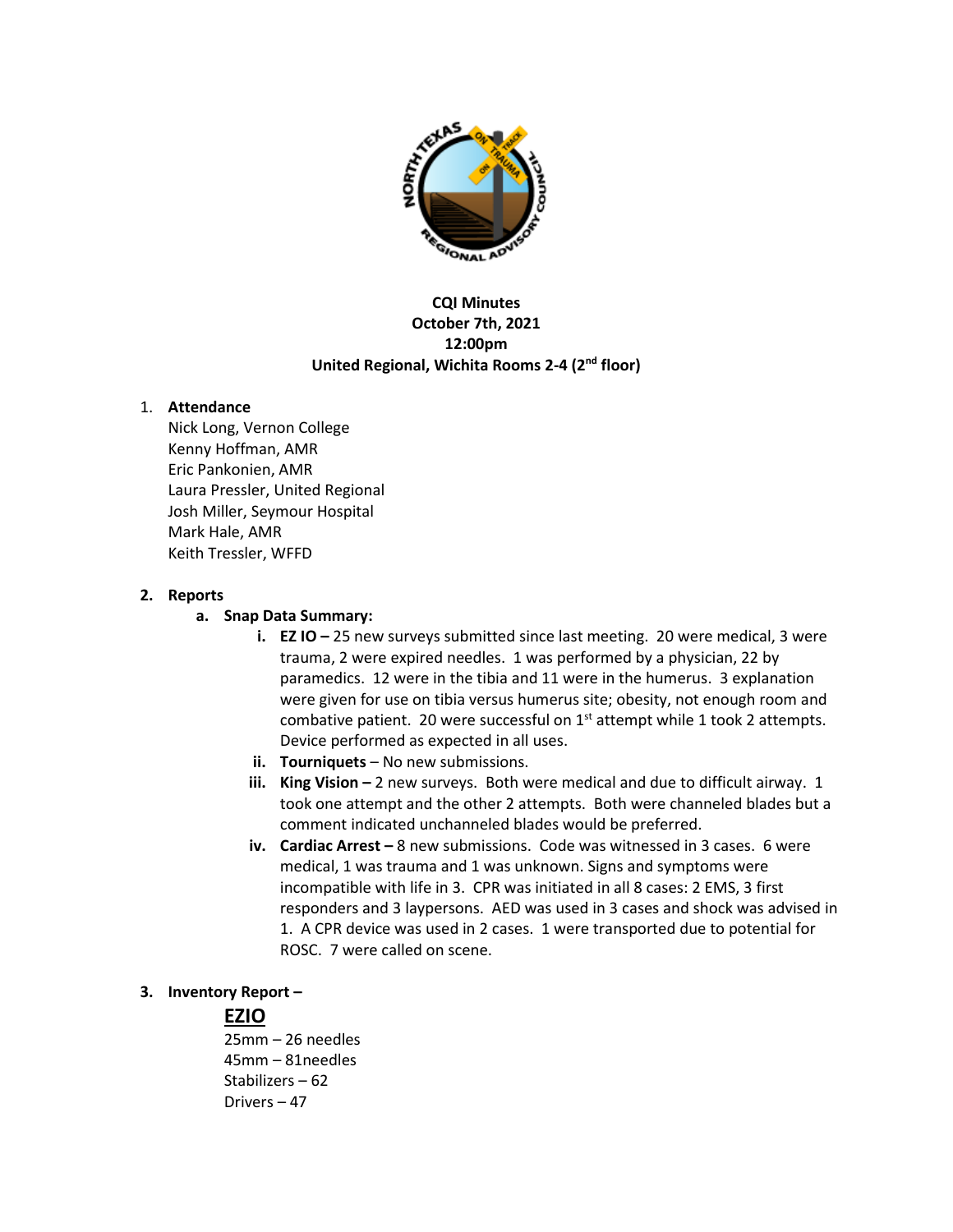**CQI Minutes**
**October 7th, 2021**
**12:00pm**
**United Regional, Wichita Rooms 2-4 (2nd floor)**

1. **Attendance**
   Nick Long, Vernon College
   Kenny Hoffman, AMR
   Eric Pankonien, AMR
   Laura Pressler, United Regional
   Josh Miller, Seymour Hospital
   Mark Hale, AMR
   Keith Tressler, WFFD

2. **Reports**
   a. **Snap Data Summary:**
      i. **EZ IO –** 25 new surveys submitted since last meeting. 20 were medical, 3 were trauma, 2 were expired needles. 1 was performed by a physician, 22 by paramedics. 12 were in the tibia and 11 were in the humerus. 3 explanation were given for use on tibia versus humerus site; obesity, not enough room and combative patient. 20 were successful on 1st attempt while 1 took 2 attempts. Device performed as expected in all uses.
      ii. **Tourniquets** – No new submissions.
      iii. **King Vision –** 2 new surveys. Both were medical and due to difficult airway. 1 took one attempt and the other 2 attempts. Both were channeled blades but a comment indicated unchanneled blades would be preferred.
      iv. **Cardiac Arrest –** 8 new submissions. Code was witnessed in 3 cases. 6 were medical, 1 was trauma and 1 was unknown. Signs and symptoms were incompatible with life in 3. CPR was initiated in all 8 cases: 2 EMS, 3 first responders and 3 laypersons. AED was used in 3 cases and shock was advised in 1. A CPR device was used in 2 cases. 1 were transported due to potential for ROSC. 7 were called on scene.

3. **Inventory Report –**

   **EZIO**
   25mm – 26 needles
   45mm – 81needles
   Stabilizers – 62
   Drivers – 47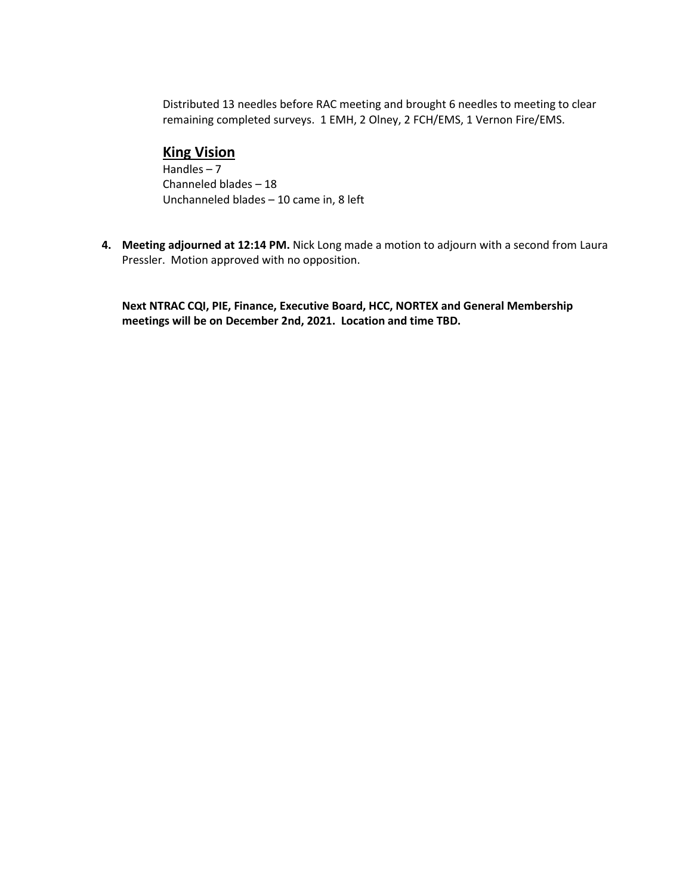Distributed 13 needles before RAC meeting and brought 6 needles to meeting to clear remaining completed surveys. 1 EMH, 2 Olney, 2 FCH/EMS, 1 Vernon Fire/EMS.

## King Vision

Handles – 7
Channeled blades – 18
Unchanneled blades – 10 came in, 8 left

4. **Meeting adjourned at 12:14 PM.** Nick Long made a motion to adjourn with a second from Laura Pressler. Motion approved with no opposition.

**Next NTRAC CQI, PIE, Finance, Executive Board, HCC, NORTEX and General Membership meetings will be on December 2nd, 2021. Location and time TBD.**